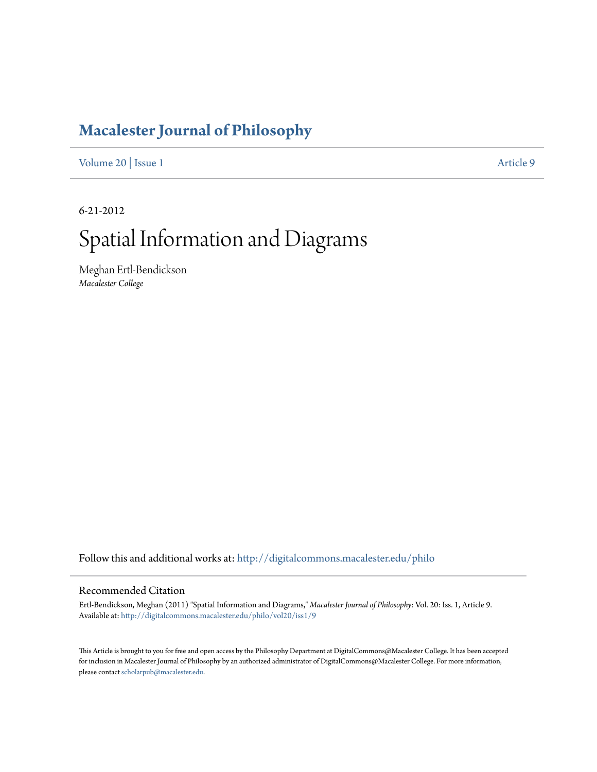# Macalester Journal of Philosophy

Volume 20 | Issue 1 Article 9

6-21-2012

# Spatial Information and Diagrams

Meghan Ertl-Bendickson
*Macalester College*

Follow this and additional works at: http://digitalcommons.macalester.edu/philo

## Recommended Citation

Ertl-Bendickson, Meghan (2011) "Spatial Information and Diagrams," *Macalester Journal of Philosophy*: Vol. 20: Iss. 1, Article 9.
Available at: http://digitalcommons.macalester.edu/philo/vol20/iss1/9

This Article is brought to you for free and open access by the Philosophy Department at DigitalCommons@Macalester College. It has been accepted for inclusion in Macalester Journal of Philosophy by an authorized administrator of DigitalCommons@Macalester College. For more information, please contact scholarpub@macalester.edu.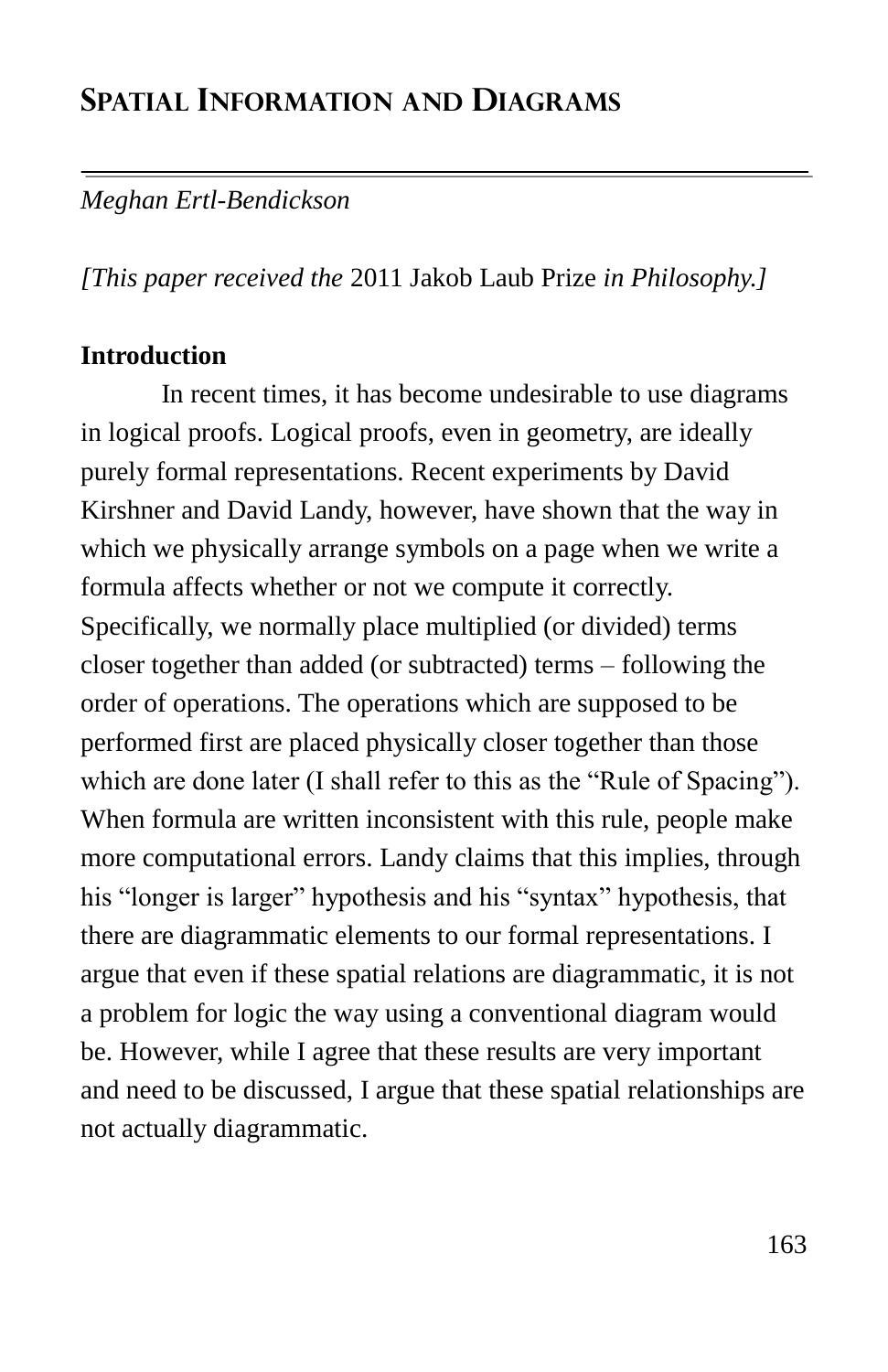## Spatial Information and Diagrams

*Meghan Ertl-Bendickson*

*[This paper received the* 2011 Jakob Laub Prize *in Philosophy.]*

**Introduction**

In recent times, it has become undesirable to use diagrams in logical proofs. Logical proofs, even in geometry, are ideally purely formal representations. Recent experiments by David Kirshner and David Landy, however, have shown that the way in which we physically arrange symbols on a page when we write a formula affects whether or not we compute it correctly. Specifically, we normally place multiplied (or divided) terms closer together than added (or subtracted) terms – following the order of operations. The operations which are supposed to be performed first are placed physically closer together than those which are done later (I shall refer to this as the "Rule of Spacing"). When formula are written inconsistent with this rule, people make more computational errors. Landy claims that this implies, through his "longer is larger" hypothesis and his "syntax" hypothesis, that there are diagrammatic elements to our formal representations. I argue that even if these spatial relations are diagrammatic, it is not a problem for logic the way using a conventional diagram would be. However, while I agree that these results are very important and need to be discussed, I argue that these spatial relationships are not actually diagrammatic.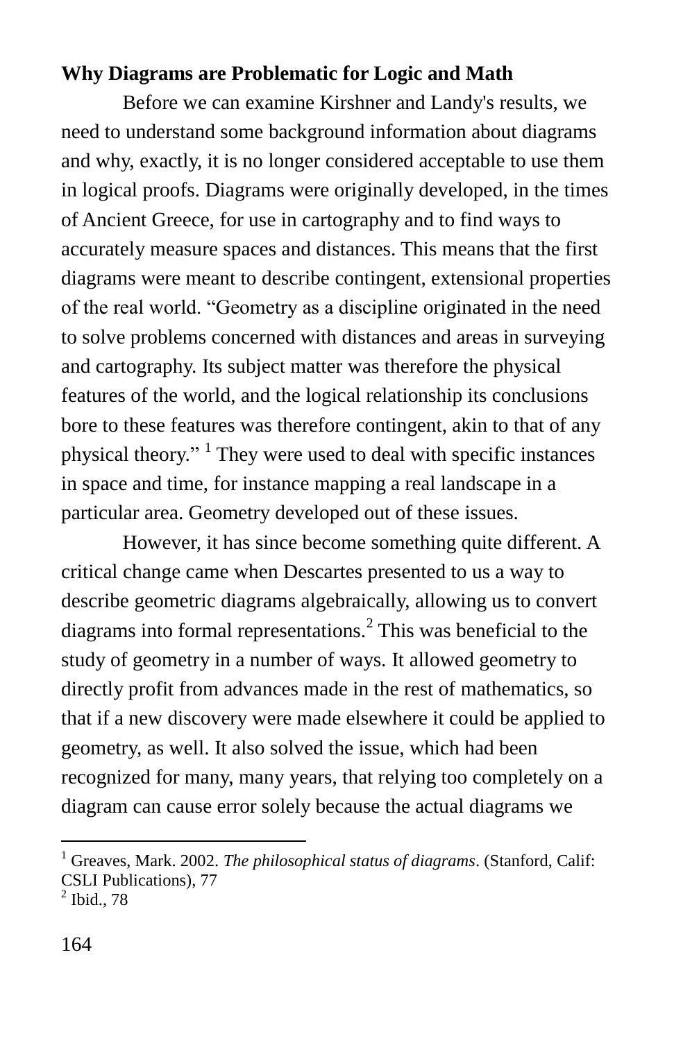**Why Diagrams are Problematic for Logic and Math**

Before we can examine Kirshner and Landy's results, we need to understand some background information about diagrams and why, exactly, it is no longer considered acceptable to use them in logical proofs. Diagrams were originally developed, in the times of Ancient Greece, for use in cartography and to find ways to accurately measure spaces and distances. This means that the first diagrams were meant to describe contingent, extensional properties of the real world. "Geometry as a discipline originated in the need to solve problems concerned with distances and areas in surveying and cartography. Its subject matter was therefore the physical features of the world, and the logical relationship its conclusions bore to these features was therefore contingent, akin to that of any physical theory." [1] They were used to deal with specific instances in space and time, for instance mapping a real landscape in a particular area. Geometry developed out of these issues.

However, it has since become something quite different. A critical change came when Descartes presented to us a way to describe geometric diagrams algebraically, allowing us to convert diagrams into formal representations.[2] This was beneficial to the study of geometry in a number of ways. It allowed geometry to directly profit from advances made in the rest of mathematics, so that if a new discovery were made elsewhere it could be applied to geometry, as well. It also solved the issue, which had been recognized for many, many years, that relying too completely on a diagram can cause error solely because the actual diagrams we

---

[1] Greaves, Mark. 2002. *The philosophical status of diagrams*. (Stanford, Calif: CSLI Publications), 77

[2] Ibid., 78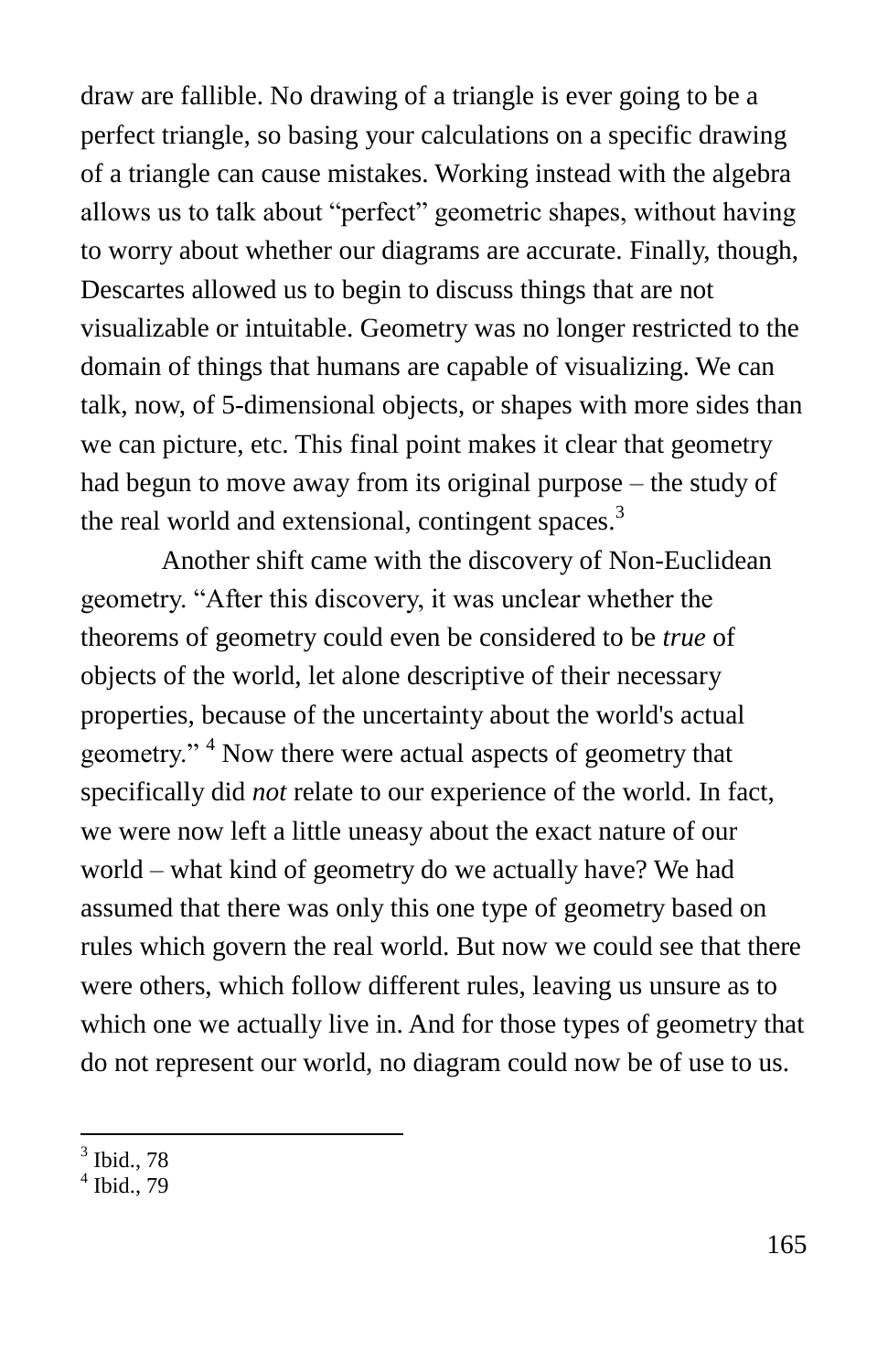draw are fallible. No drawing of a triangle is ever going to be a perfect triangle, so basing your calculations on a specific drawing of a triangle can cause mistakes. Working instead with the algebra allows us to talk about "perfect" geometric shapes, without having to worry about whether our diagrams are accurate. Finally, though, Descartes allowed us to begin to discuss things that are not visualizable or intuitable. Geometry was no longer restricted to the domain of things that humans are capable of visualizing. We can talk, now, of 5-dimensional objects, or shapes with more sides than we can picture, etc. This final point makes it clear that geometry had begun to move away from its original purpose – the study of the real world and extensional, contingent spaces.[3]

Another shift came with the discovery of Non-Euclidean geometry. "After this discovery, it was unclear whether the theorems of geometry could even be considered to be *true* of objects of the world, let alone descriptive of their necessary properties, because of the uncertainty about the world's actual geometry." [4] Now there were actual aspects of geometry that specifically did *not* relate to our experience of the world. In fact, we were now left a little uneasy about the exact nature of our world – what kind of geometry do we actually have? We had assumed that there was only this one type of geometry based on rules which govern the real world. But now we could see that there were others, which follow different rules, leaving us unsure as to which one we actually live in. And for those types of geometry that do not represent our world, no diagram could now be of use to us.

[3] Ibid., 78

[4] Ibid., 79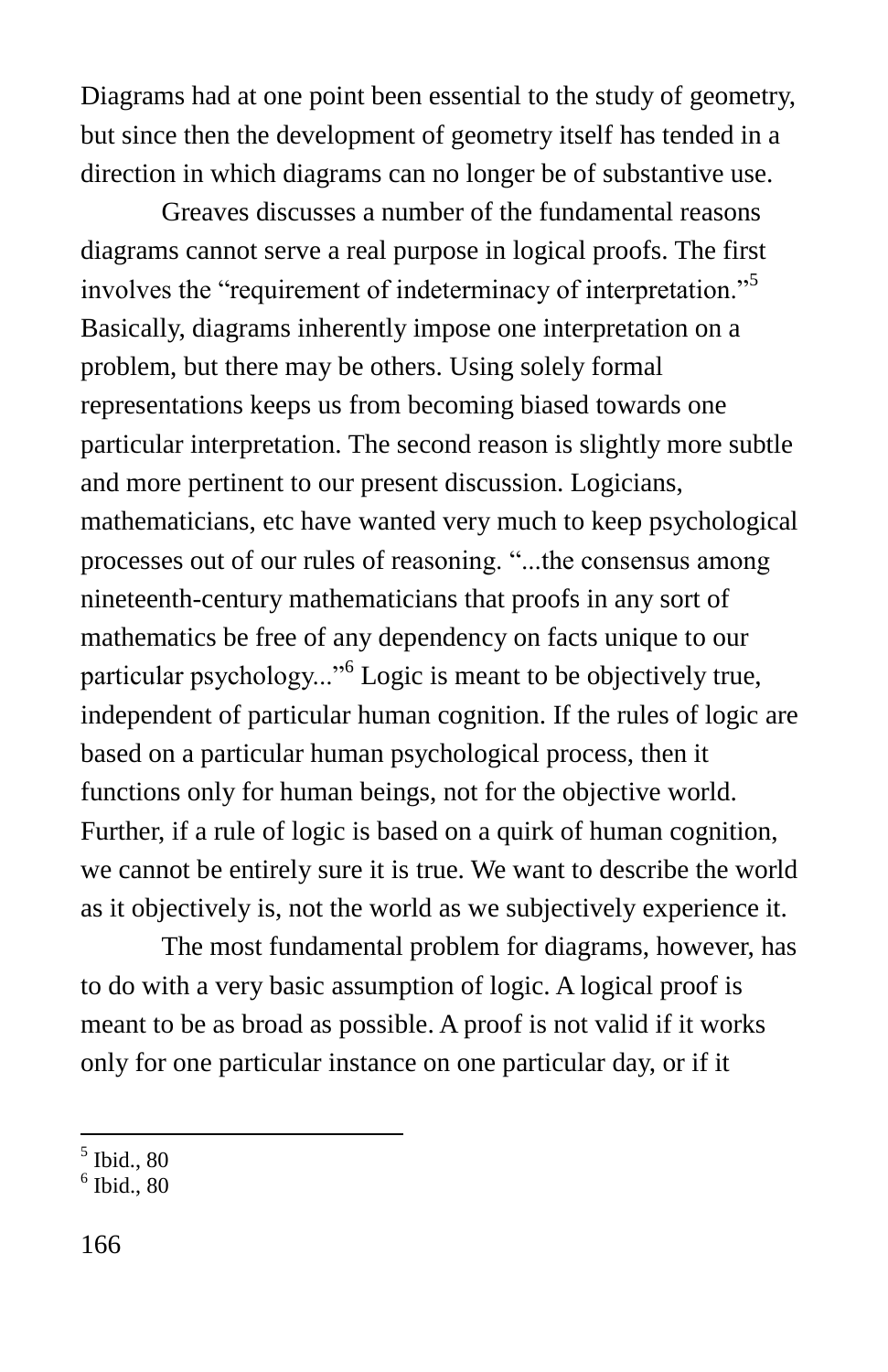Diagrams had at one point been essential to the study of geometry, but since then the development of geometry itself has tended in a direction in which diagrams can no longer be of substantive use.

Greaves discusses a number of the fundamental reasons diagrams cannot serve a real purpose in logical proofs. The first involves the "requirement of indeterminacy of interpretation."[5] Basically, diagrams inherently impose one interpretation on a problem, but there may be others. Using solely formal representations keeps us from becoming biased towards one particular interpretation. The second reason is slightly more subtle and more pertinent to our present discussion. Logicians, mathematicians, etc have wanted very much to keep psychological processes out of our rules of reasoning. "...the consensus among nineteenth-century mathematicians that proofs in any sort of mathematics be free of any dependency on facts unique to our particular psychology..."[6] Logic is meant to be objectively true, independent of particular human cognition. If the rules of logic are based on a particular human psychological process, then it functions only for human beings, not for the objective world. Further, if a rule of logic is based on a quirk of human cognition, we cannot be entirely sure it is true. We want to describe the world as it objectively is, not the world as we subjectively experience it.

The most fundamental problem for diagrams, however, has to do with a very basic assumption of logic. A logical proof is meant to be as broad as possible. A proof is not valid if it works only for one particular instance on one particular day, or if it

---

[5] Ibid., 80

[6] Ibid., 80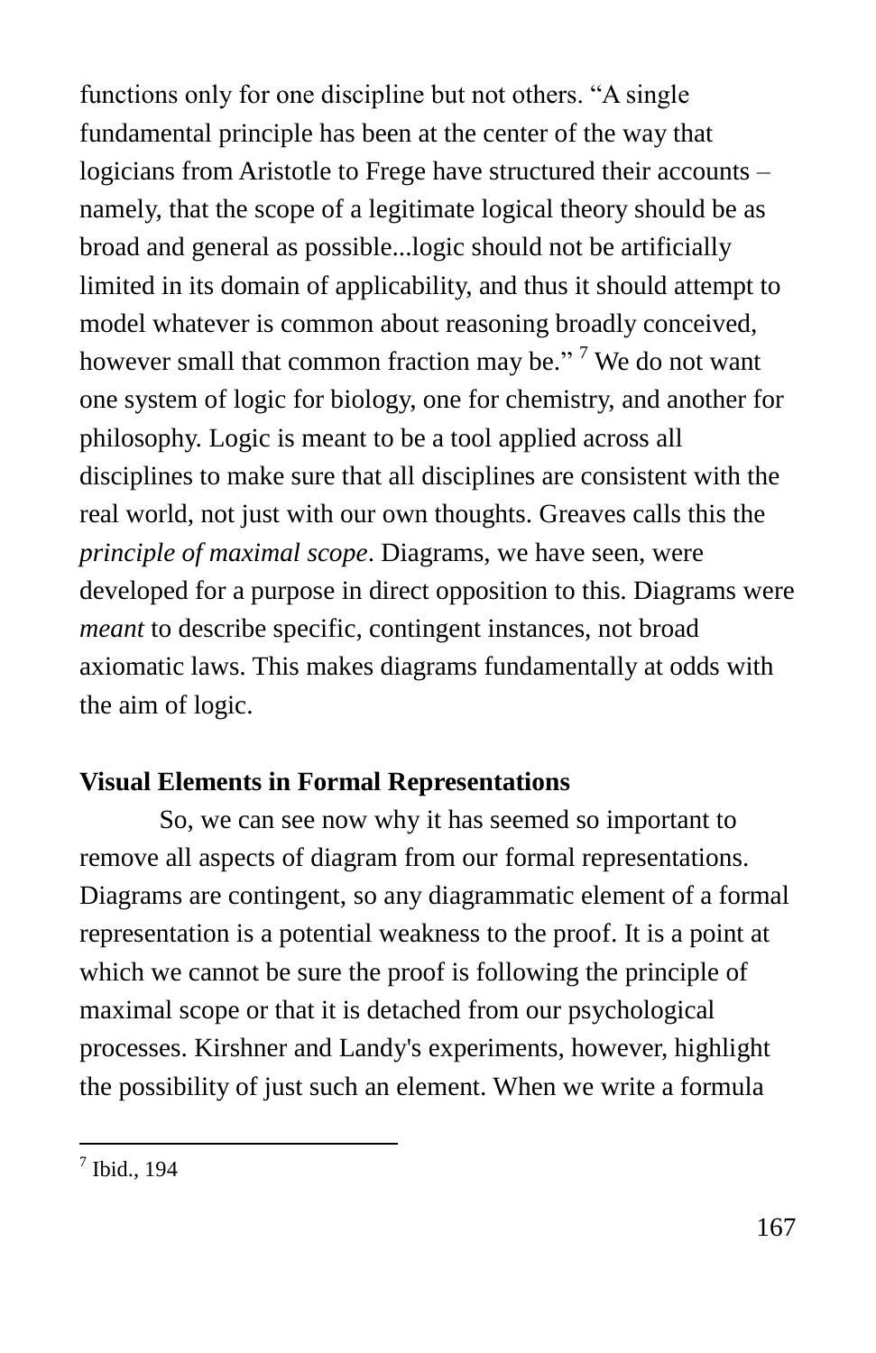functions only for one discipline but not others. “A single fundamental principle has been at the center of the way that logicians from Aristotle to Frege have structured their accounts – namely, that the scope of a legitimate logical theory should be as broad and general as possible...logic should not be artificially limited in its domain of applicability, and thus it should attempt to model whatever is common about reasoning broadly conceived, however small that common fraction may be.” [7] We do not want one system of logic for biology, one for chemistry, and another for philosophy. Logic is meant to be a tool applied across all disciplines to make sure that all disciplines are consistent with the real world, not just with our own thoughts. Greaves calls this the *principle of maximal scope*. Diagrams, we have seen, were developed for a purpose in direct opposition to this. Diagrams were *meant* to describe specific, contingent instances, not broad axiomatic laws. This makes diagrams fundamentally at odds with the aim of logic.

**Visual Elements in Formal Representations**

So, we can see now why it has seemed so important to remove all aspects of diagram from our formal representations. Diagrams are contingent, so any diagrammatic element of a formal representation is a potential weakness to the proof. It is a point at which we cannot be sure the proof is following the principle of maximal scope or that it is detached from our psychological processes. Kirshner and Landy's experiments, however, highlight the possibility of just such an element. When we write a formula

[7] Ibid., 194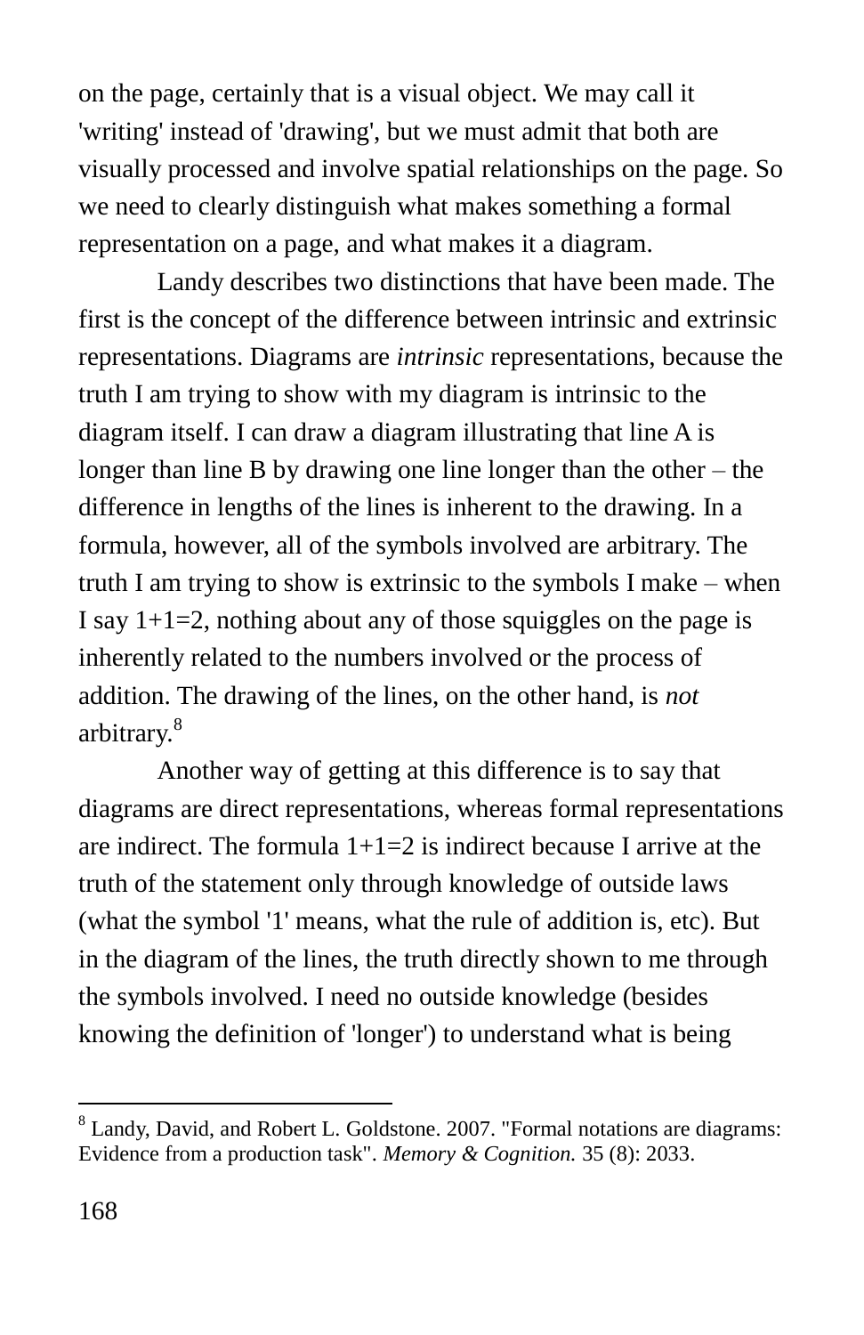on the page, certainly that is a visual object. We may call it 'writing' instead of 'drawing', but we must admit that both are visually processed and involve spatial relationships on the page. So we need to clearly distinguish what makes something a formal representation on a page, and what makes it a diagram.

Landy describes two distinctions that have been made. The first is the concept of the difference between intrinsic and extrinsic representations. Diagrams are *intrinsic* representations, because the truth I am trying to show with my diagram is intrinsic to the diagram itself. I can draw a diagram illustrating that line A is longer than line B by drawing one line longer than the other – the difference in lengths of the lines is inherent to the drawing. In a formula, however, all of the symbols involved are arbitrary. The truth I am trying to show is extrinsic to the symbols I make – when I say 1+1=2, nothing about any of those squiggles on the page is inherently related to the numbers involved or the process of addition. The drawing of the lines, on the other hand, is *not* arbitrary.[8]

Another way of getting at this difference is to say that diagrams are direct representations, whereas formal representations are indirect. The formula 1+1=2 is indirect because I arrive at the truth of the statement only through knowledge of outside laws (what the symbol '1' means, what the rule of addition is, etc). But in the diagram of the lines, the truth directly shown to me through the symbols involved. I need no outside knowledge (besides knowing the definition of 'longer') to understand what is being

---

[8] Landy, David, and Robert L. Goldstone. 2007. "Formal notations are diagrams: Evidence from a production task". *Memory & Cognition.* 35 (8): 2033.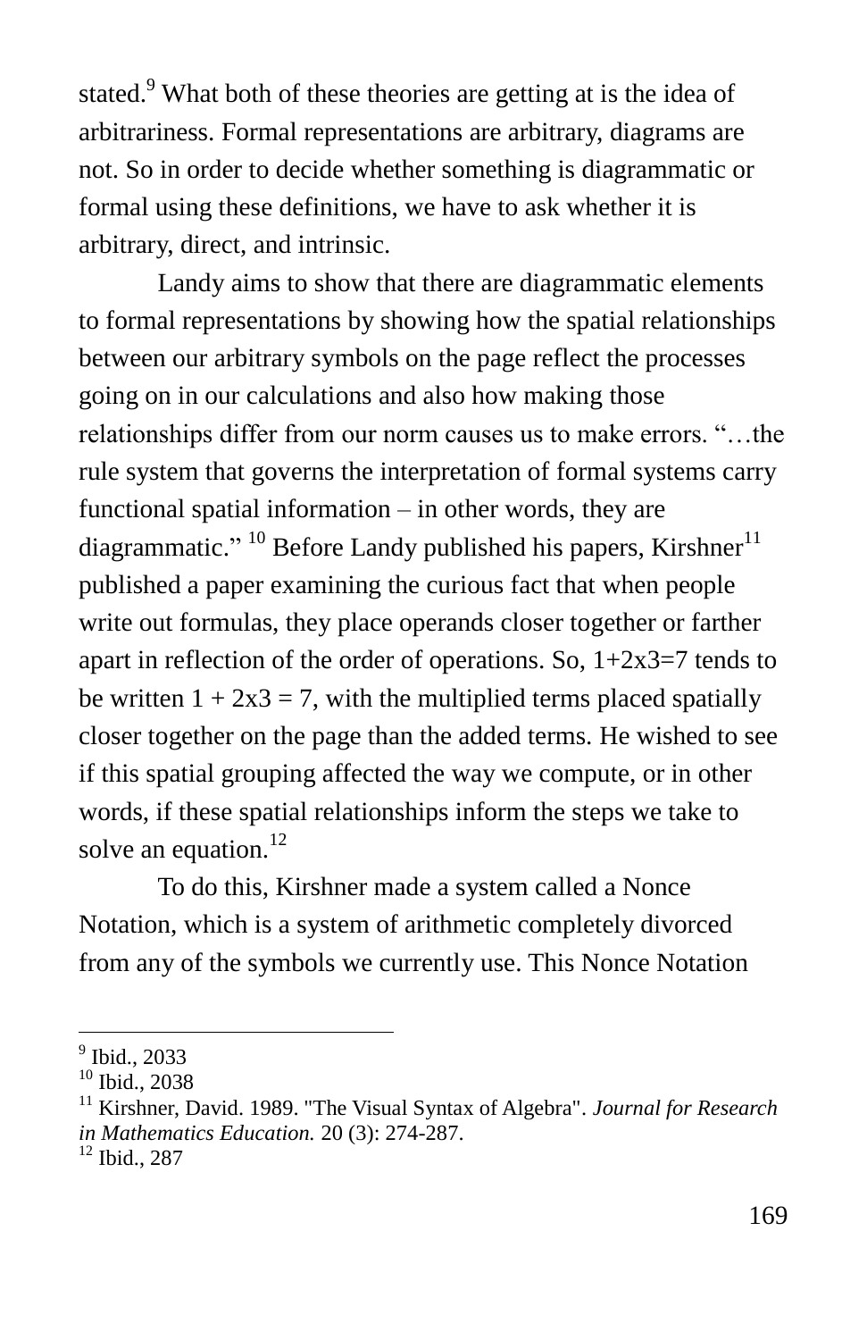stated.[9] What both of these theories are getting at is the idea of arbitrariness. Formal representations are arbitrary, diagrams are not. So in order to decide whether something is diagrammatic or formal using these definitions, we have to ask whether it is arbitrary, direct, and intrinsic.

Landy aims to show that there are diagrammatic elements to formal representations by showing how the spatial relationships between our arbitrary symbols on the page reflect the processes going on in our calculations and also how making those relationships differ from our norm causes us to make errors. "…the rule system that governs the interpretation of formal systems carry functional spatial information – in other words, they are diagrammatic." [10] Before Landy published his papers, Kirshner[11] published a paper examining the curious fact that when people write out formulas, they place operands closer together or farther apart in reflection of the order of operations. So, 1+2x3=7 tends to be written 1 + 2x3 = 7, with the multiplied terms placed spatially closer together on the page than the added terms. He wished to see if this spatial grouping affected the way we compute, or in other words, if these spatial relationships inform the steps we take to solve an equation.[12]

To do this, Kirshner made a system called a Nonce Notation, which is a system of arithmetic completely divorced from any of the symbols we currently use. This Nonce Notation

---

[9] Ibid., 2033

[10] Ibid., 2038

[11] Kirshner, David. 1989. "The Visual Syntax of Algebra". *Journal for Research in Mathematics Education.* 20 (3): 274-287.

[12] Ibid., 287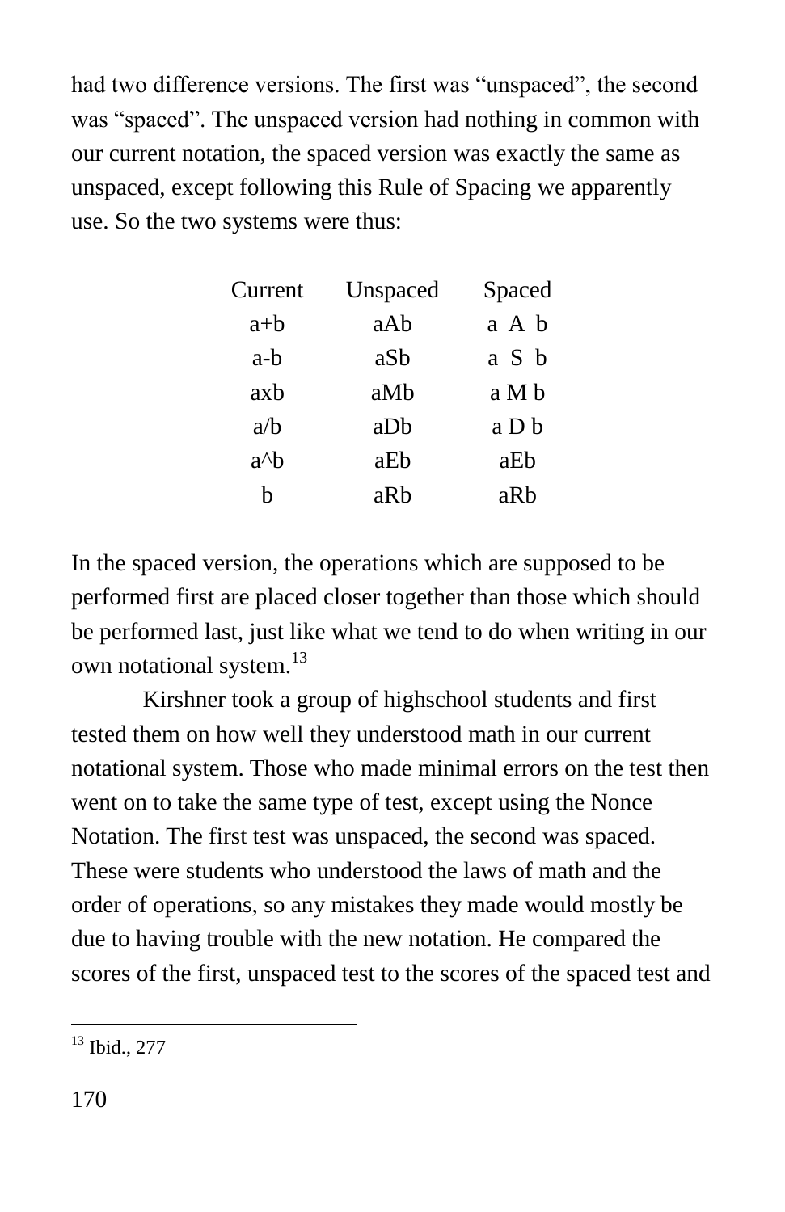had two difference versions. The first was "unspaced", the second was "spaced". The unspaced version had nothing in common with our current notation, the spaced version was exactly the same as unspaced, except following this Rule of Spacing we apparently use. So the two systems were thus:

| Current | Unspaced | Spaced |
|---|---|---|
| a+b | aAb | a  A  b |
| a-b | aSb | a  S  b |
| axb | aMb | a M b |
| a/b | aDb | a D b |
| a^b | aEb | aEb |
| b | aRb | aRb |

In the spaced version, the operations which are supposed to be performed first are placed closer together than those which should be performed last, just like what we tend to do when writing in our own notational system.[13]

Kirshner took a group of highschool students and first tested them on how well they understood math in our current notational system. Those who made minimal errors on the test then went on to take the same type of test, except using the Nonce Notation. The first test was unspaced, the second was spaced. These were students who understood the laws of math and the order of operations, so any mistakes they made would mostly be due to having trouble with the new notation. He compared the scores of the first, unspaced test to the scores of the spaced test and

[13] Ibid., 277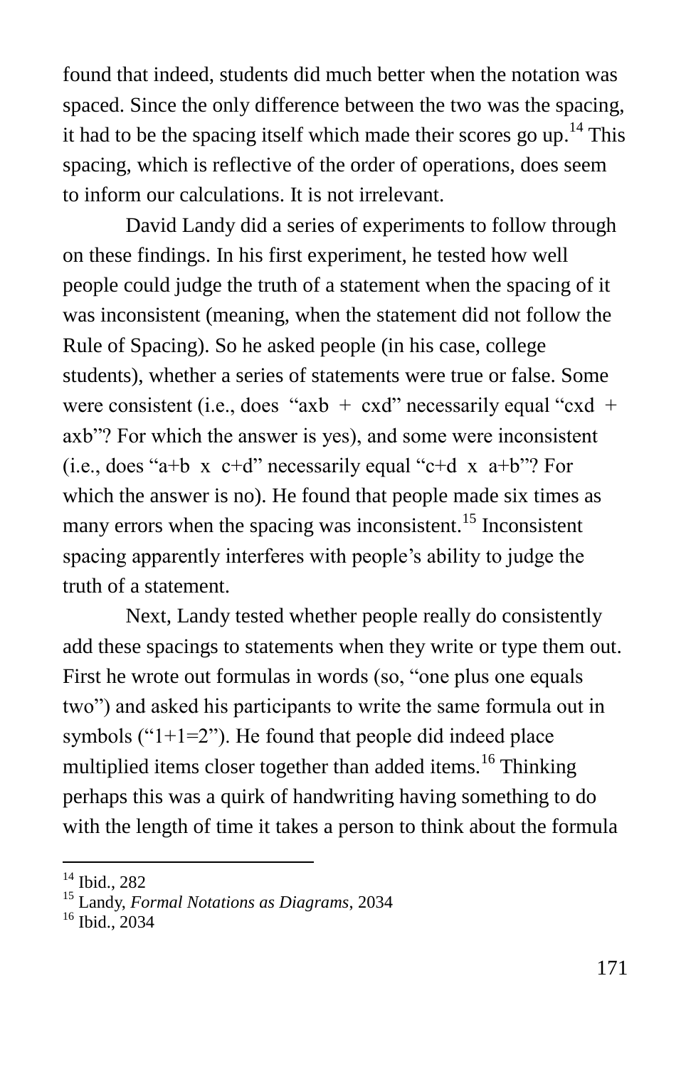found that indeed, students did much better when the notation was spaced. Since the only difference between the two was the spacing, it had to be the spacing itself which made their scores go up.[14] This spacing, which is reflective of the order of operations, does seem to inform our calculations. It is not irrelevant.

David Landy did a series of experiments to follow through on these findings. In his first experiment, he tested how well people could judge the truth of a statement when the spacing of it was inconsistent (meaning, when the statement did not follow the Rule of Spacing). So he asked people (in his case, college students), whether a series of statements were true or false. Some were consistent (i.e., does "axb + cxd" necessarily equal "cxd + axb"? For which the answer is yes), and some were inconsistent (i.e., does "a+b x c+d" necessarily equal "c+d x a+b"? For which the answer is no). He found that people made six times as many errors when the spacing was inconsistent.[15] Inconsistent spacing apparently interferes with people's ability to judge the truth of a statement.

Next, Landy tested whether people really do consistently add these spacings to statements when they write or type them out. First he wrote out formulas in words (so, "one plus one equals two") and asked his participants to write the same formula out in symbols ("1+1=2"). He found that people did indeed place multiplied items closer together than added items.[16] Thinking perhaps this was a quirk of handwriting having something to do with the length of time it takes a person to think about the formula

---

[14] Ibid., 282

[15] Landy, *Formal Notations as Diagrams*, 2034

[16] Ibid., 2034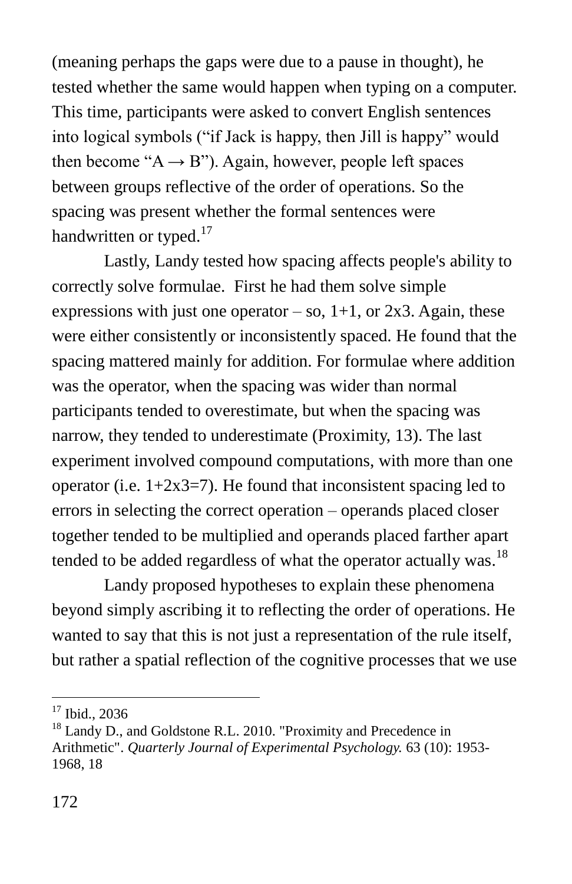(meaning perhaps the gaps were due to a pause in thought), he tested whether the same would happen when typing on a computer. This time, participants were asked to convert English sentences into logical symbols ("if Jack is happy, then Jill is happy" would then become "$A \rightarrow B$"). Again, however, people left spaces between groups reflective of the order of operations. So the spacing was present whether the formal sentences were handwritten or typed.[17]

Lastly, Landy tested how spacing affects people's ability to correctly solve formulae. First he had them solve simple expressions with just one operator – so, 1+1, or 2x3. Again, these were either consistently or inconsistently spaced. He found that the spacing mattered mainly for addition. For formulae where addition was the operator, when the spacing was wider than normal participants tended to overestimate, but when the spacing was narrow, they tended to underestimate (Proximity, 13). The last experiment involved compound computations, with more than one operator (i.e. 1+2x3=7). He found that inconsistent spacing led to errors in selecting the correct operation – operands placed closer together tended to be multiplied and operands placed farther apart tended to be added regardless of what the operator actually was.[18]

Landy proposed hypotheses to explain these phenomena beyond simply ascribing it to reflecting the order of operations. He wanted to say that this is not just a representation of the rule itself, but rather a spatial reflection of the cognitive processes that we use

---

[17] Ibid., 2036

[18] Landy D., and Goldstone R.L. 2010. "Proximity and Precedence in Arithmetic". *Quarterly Journal of Experimental Psychology.* 63 (10): 1953-1968, 18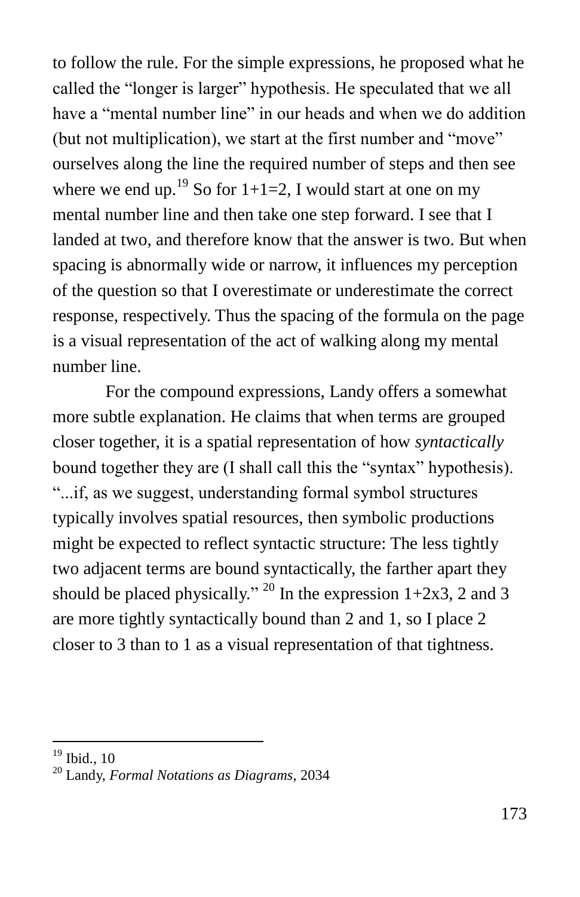to follow the rule. For the simple expressions, he proposed what he called the "longer is larger" hypothesis. He speculated that we all have a "mental number line" in our heads and when we do addition (but not multiplication), we start at the first number and "move" ourselves along the line the required number of steps and then see where we end up.[19] So for 1+1=2, I would start at one on my mental number line and then take one step forward. I see that I landed at two, and therefore know that the answer is two. But when spacing is abnormally wide or narrow, it influences my perception of the question so that I overestimate or underestimate the correct response, respectively. Thus the spacing of the formula on the page is a visual representation of the act of walking along my mental number line.

For the compound expressions, Landy offers a somewhat more subtle explanation. He claims that when terms are grouped closer together, it is a spatial representation of how *syntactically* bound together they are (I shall call this the "syntax" hypothesis). "...if, as we suggest, understanding formal symbol structures typically involves spatial resources, then symbolic productions might be expected to reflect syntactic structure: The less tightly two adjacent terms are bound syntactically, the farther apart they should be placed physically." [20] In the expression 1+2x3, 2 and 3 are more tightly syntactically bound than 2 and 1, so I place 2 closer to 3 than to 1 as a visual representation of that tightness.

---

[19] Ibid., 10

[20] Landy, *Formal Notations as Diagrams*, 2034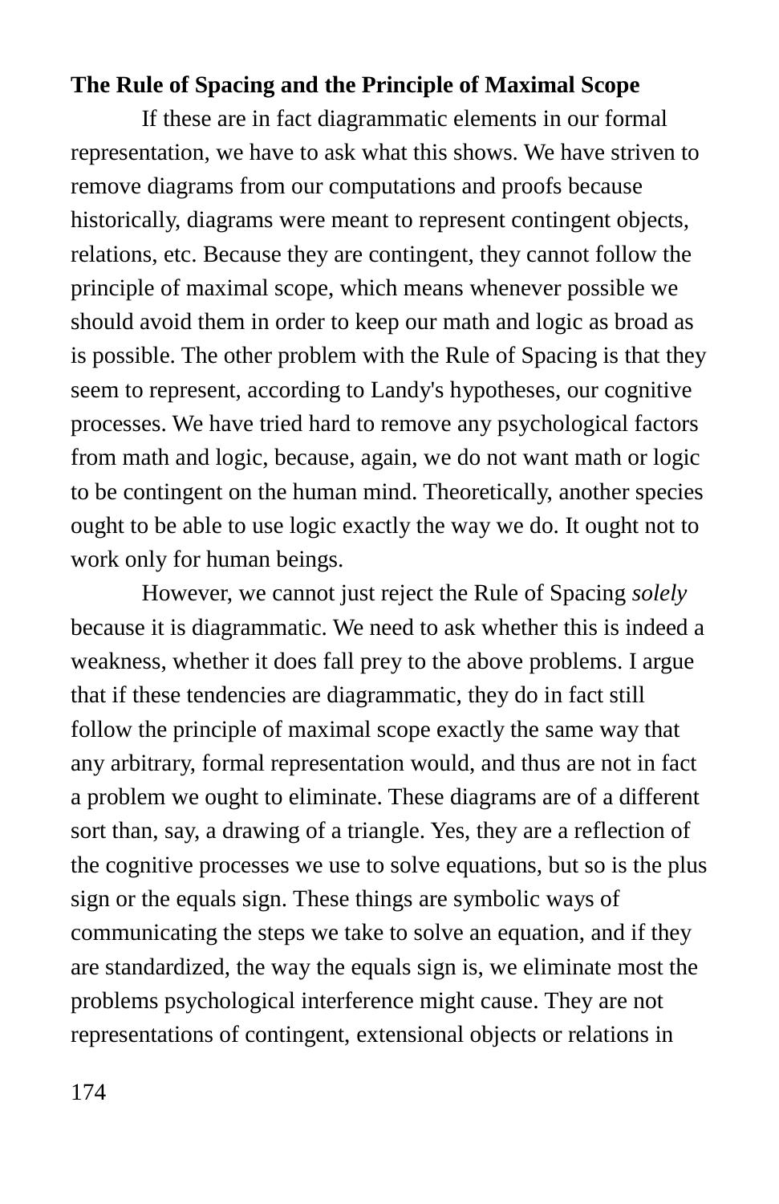**The Rule of Spacing and the Principle of Maximal Scope**

If these are in fact diagrammatic elements in our formal representation, we have to ask what this shows. We have striven to remove diagrams from our computations and proofs because historically, diagrams were meant to represent contingent objects, relations, etc. Because they are contingent, they cannot follow the principle of maximal scope, which means whenever possible we should avoid them in order to keep our math and logic as broad as is possible. The other problem with the Rule of Spacing is that they seem to represent, according to Landy's hypotheses, our cognitive processes. We have tried hard to remove any psychological factors from math and logic, because, again, we do not want math or logic to be contingent on the human mind. Theoretically, another species ought to be able to use logic exactly the way we do. It ought not to work only for human beings.

However, we cannot just reject the Rule of Spacing *solely* because it is diagrammatic. We need to ask whether this is indeed a weakness, whether it does fall prey to the above problems. I argue that if these tendencies are diagrammatic, they do in fact still follow the principle of maximal scope exactly the same way that any arbitrary, formal representation would, and thus are not in fact a problem we ought to eliminate. These diagrams are of a different sort than, say, a drawing of a triangle. Yes, they are a reflection of the cognitive processes we use to solve equations, but so is the plus sign or the equals sign. These things are symbolic ways of communicating the steps we take to solve an equation, and if they are standardized, the way the equals sign is, we eliminate most the problems psychological interference might cause. They are not representations of contingent, extensional objects or relations in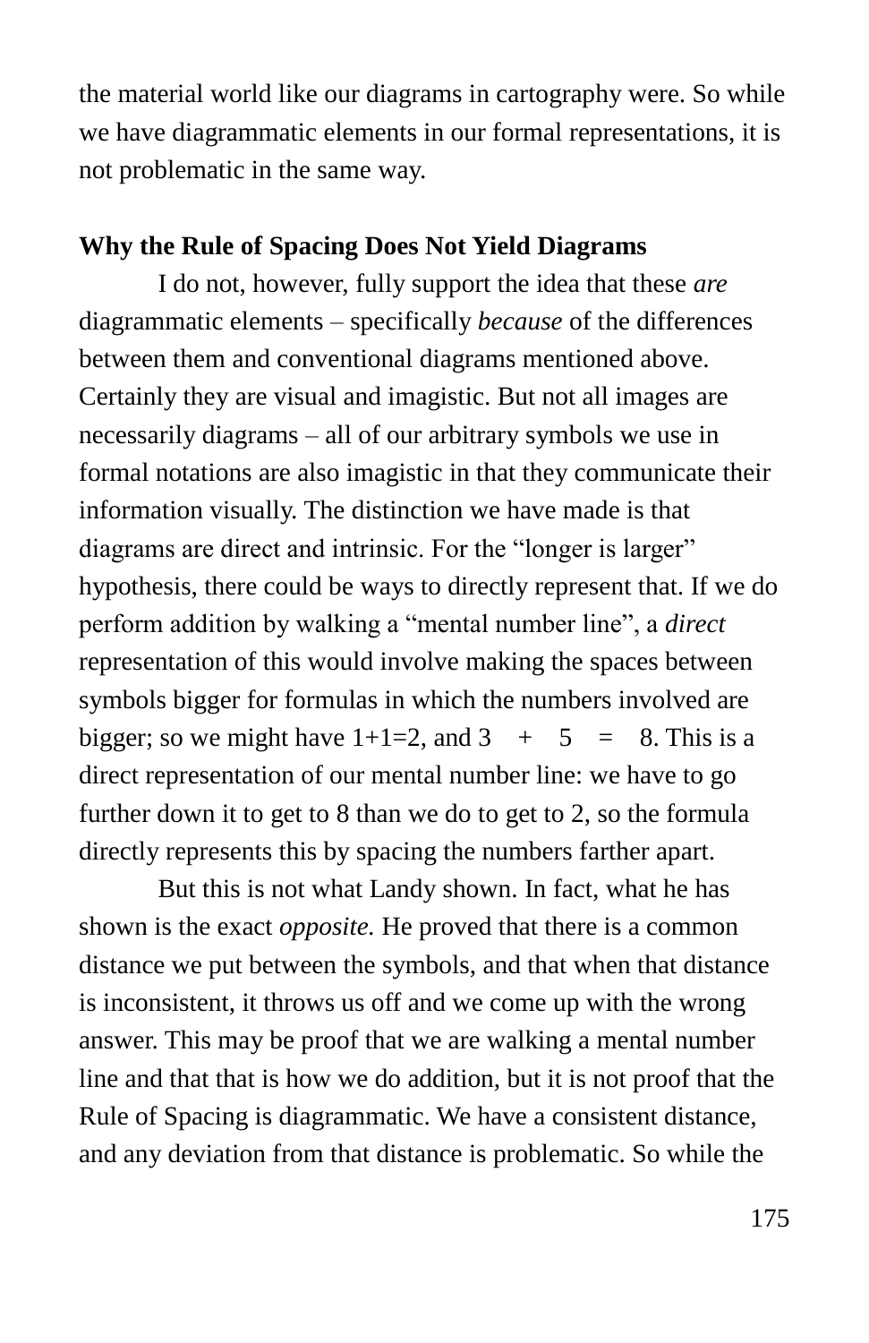the material world like our diagrams in cartography were. So while we have diagrammatic elements in our formal representations, it is not problematic in the same way.

**Why the Rule of Spacing Does Not Yield Diagrams**

I do not, however, fully support the idea that these *are* diagrammatic elements – specifically *because* of the differences between them and conventional diagrams mentioned above. Certainly they are visual and imagistic. But not all images are necessarily diagrams – all of our arbitrary symbols we use in formal notations are also imagistic in that they communicate their information visually. The distinction we have made is that diagrams are direct and intrinsic. For the "longer is larger" hypothesis, there could be ways to directly represent that. If we do perform addition by walking a "mental number line", a *direct* representation of this would involve making the spaces between symbols bigger for formulas in which the numbers involved are bigger; so we might have 1+1=2, and 3    +    5    =    8. This is a direct representation of our mental number line: we have to go further down it to get to 8 than we do to get to 2, so the formula directly represents this by spacing the numbers farther apart.

But this is not what Landy shown. In fact, what he has shown is the exact *opposite.* He proved that there is a common distance we put between the symbols, and that when that distance is inconsistent, it throws us off and we come up with the wrong answer. This may be proof that we are walking a mental number line and that that is how we do addition, but it is not proof that the Rule of Spacing is diagrammatic. We have a consistent distance, and any deviation from that distance is problematic. So while the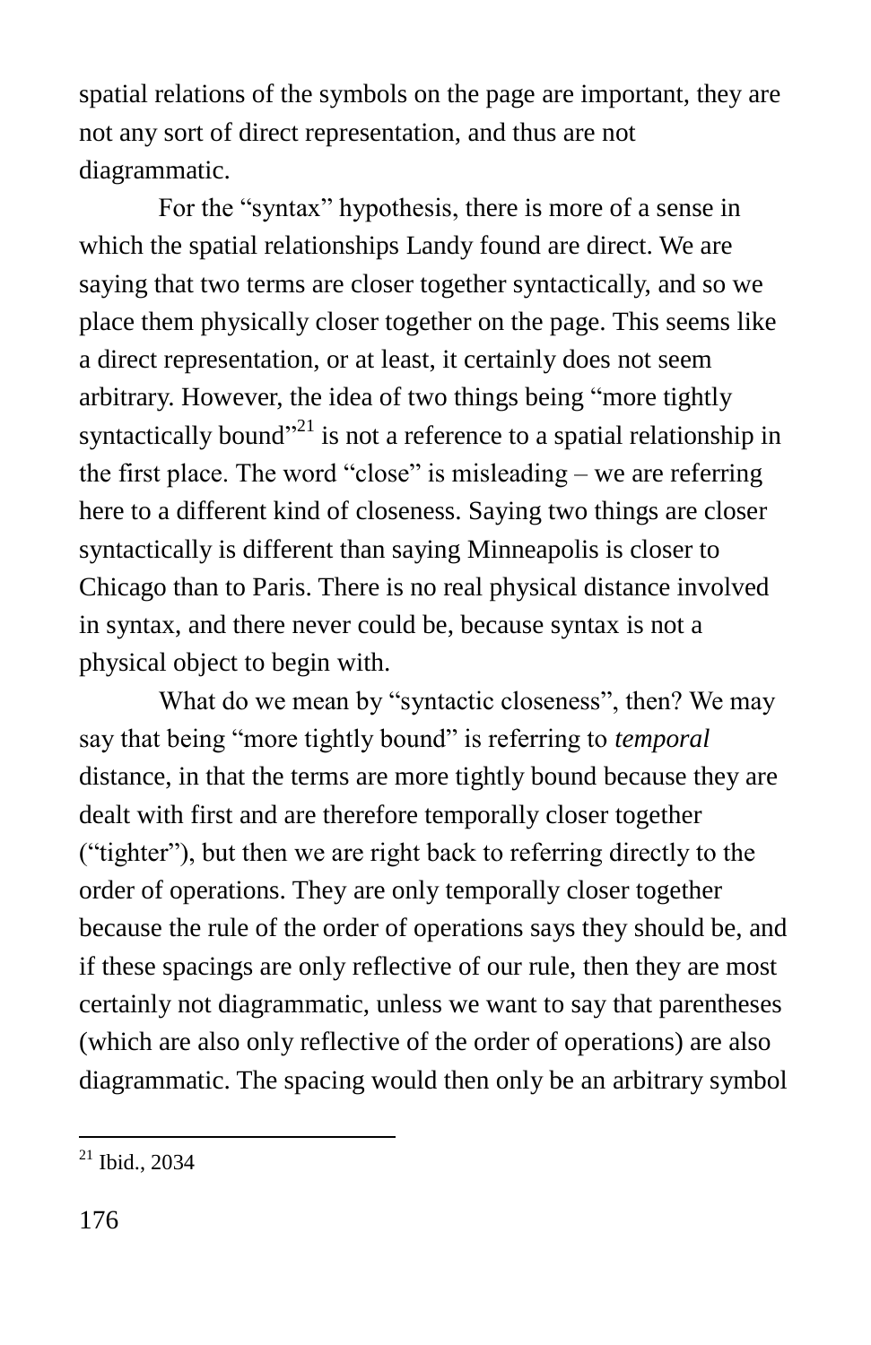spatial relations of the symbols on the page are important, they are not any sort of direct representation, and thus are not diagrammatic.

For the "syntax" hypothesis, there is more of a sense in which the spatial relationships Landy found are direct. We are saying that two terms are closer together syntactically, and so we place them physically closer together on the page. This seems like a direct representation, or at least, it certainly does not seem arbitrary. However, the idea of two things being "more tightly syntactically bound"[21] is not a reference to a spatial relationship in the first place. The word "close" is misleading – we are referring here to a different kind of closeness. Saying two things are closer syntactically is different than saying Minneapolis is closer to Chicago than to Paris. There is no real physical distance involved in syntax, and there never could be, because syntax is not a physical object to begin with.

What do we mean by "syntactic closeness", then? We may say that being "more tightly bound" is referring to *temporal* distance, in that the terms are more tightly bound because they are dealt with first and are therefore temporally closer together ("tighter"), but then we are right back to referring directly to the order of operations. They are only temporally closer together because the rule of the order of operations says they should be, and if these spacings are only reflective of our rule, then they are most certainly not diagrammatic, unless we want to say that parentheses (which are also only reflective of the order of operations) are also diagrammatic. The spacing would then only be an arbitrary symbol

[21] Ibid., 2034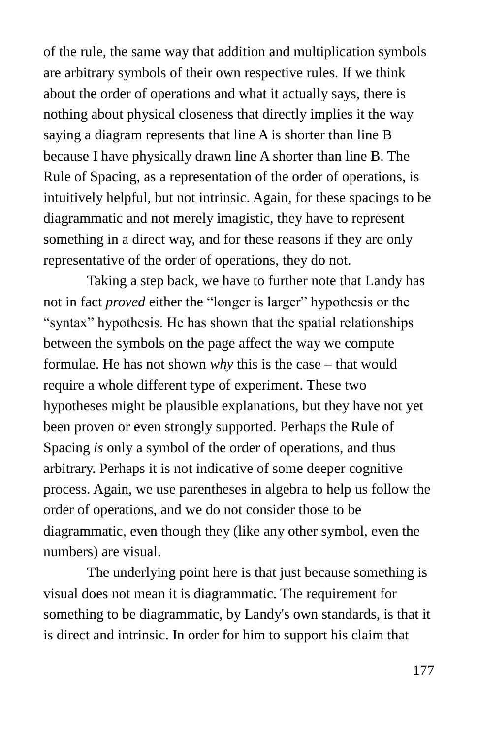of the rule, the same way that addition and multiplication symbols are arbitrary symbols of their own respective rules. If we think about the order of operations and what it actually says, there is nothing about physical closeness that directly implies it the way saying a diagram represents that line A is shorter than line B because I have physically drawn line A shorter than line B. The Rule of Spacing, as a representation of the order of operations, is intuitively helpful, but not intrinsic. Again, for these spacings to be diagrammatic and not merely imagistic, they have to represent something in a direct way, and for these reasons if they are only representative of the order of operations, they do not.

Taking a step back, we have to further note that Landy has not in fact *proved* either the "longer is larger" hypothesis or the "syntax" hypothesis. He has shown that the spatial relationships between the symbols on the page affect the way we compute formulae. He has not shown *why* this is the case – that would require a whole different type of experiment. These two hypotheses might be plausible explanations, but they have not yet been proven or even strongly supported. Perhaps the Rule of Spacing *is* only a symbol of the order of operations, and thus arbitrary. Perhaps it is not indicative of some deeper cognitive process. Again, we use parentheses in algebra to help us follow the order of operations, and we do not consider those to be diagrammatic, even though they (like any other symbol, even the numbers) are visual.

The underlying point here is that just because something is visual does not mean it is diagrammatic. The requirement for something to be diagrammatic, by Landy's own standards, is that it is direct and intrinsic. In order for him to support his claim that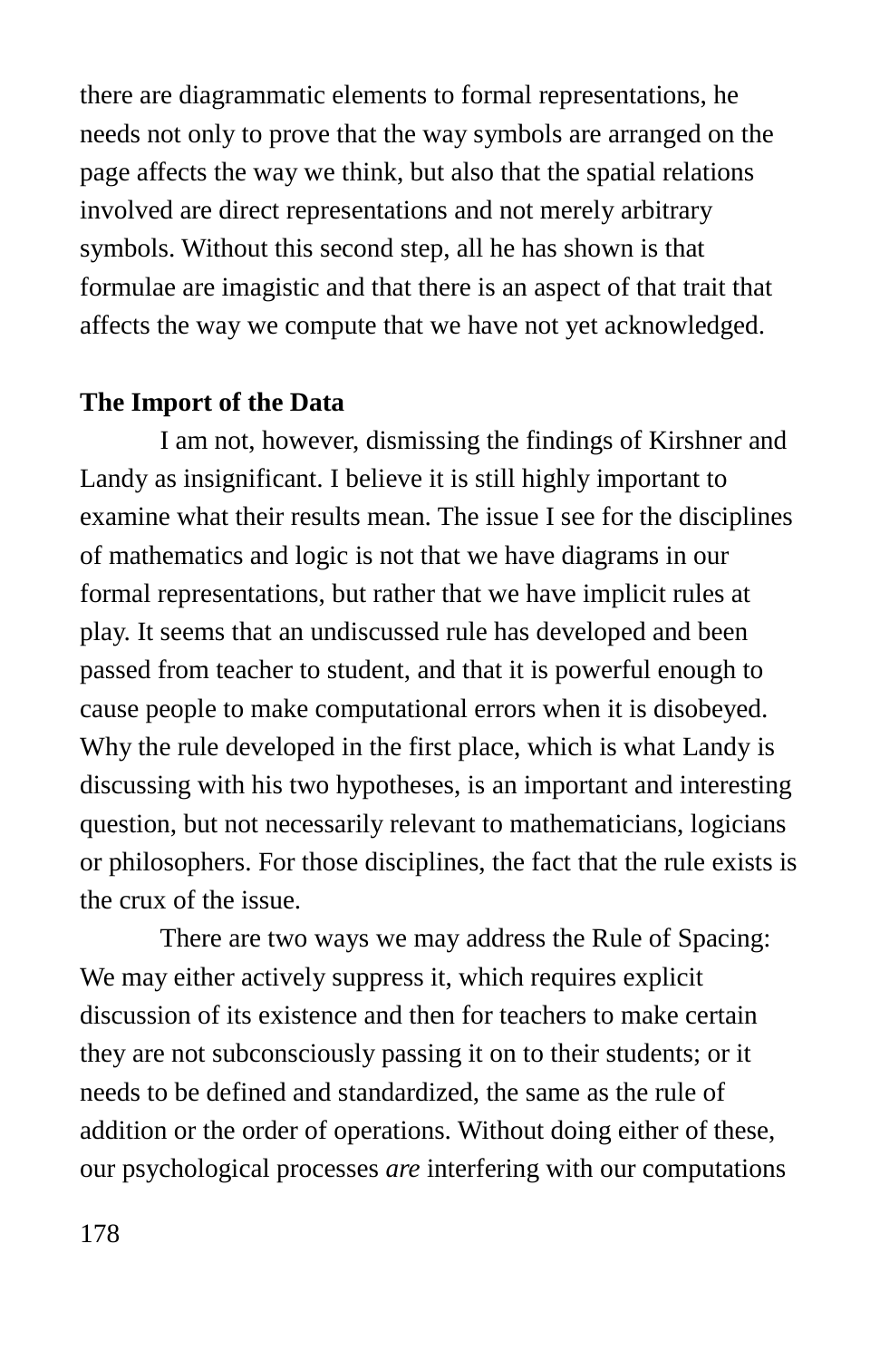there are diagrammatic elements to formal representations, he needs not only to prove that the way symbols are arranged on the page affects the way we think, but also that the spatial relations involved are direct representations and not merely arbitrary symbols. Without this second step, all he has shown is that formulae are imagistic and that there is an aspect of that trait that affects the way we compute that we have not yet acknowledged.

**The Import of the Data**

I am not, however, dismissing the findings of Kirshner and Landy as insignificant. I believe it is still highly important to examine what their results mean. The issue I see for the disciplines of mathematics and logic is not that we have diagrams in our formal representations, but rather that we have implicit rules at play. It seems that an undiscussed rule has developed and been passed from teacher to student, and that it is powerful enough to cause people to make computational errors when it is disobeyed. Why the rule developed in the first place, which is what Landy is discussing with his two hypotheses, is an important and interesting question, but not necessarily relevant to mathematicians, logicians or philosophers. For those disciplines, the fact that the rule exists is the crux of the issue.

There are two ways we may address the Rule of Spacing: We may either actively suppress it, which requires explicit discussion of its existence and then for teachers to make certain they are not subconsciously passing it on to their students; or it needs to be defined and standardized, the same as the rule of addition or the order of operations. Without doing either of these, our psychological processes *are* interfering with our computations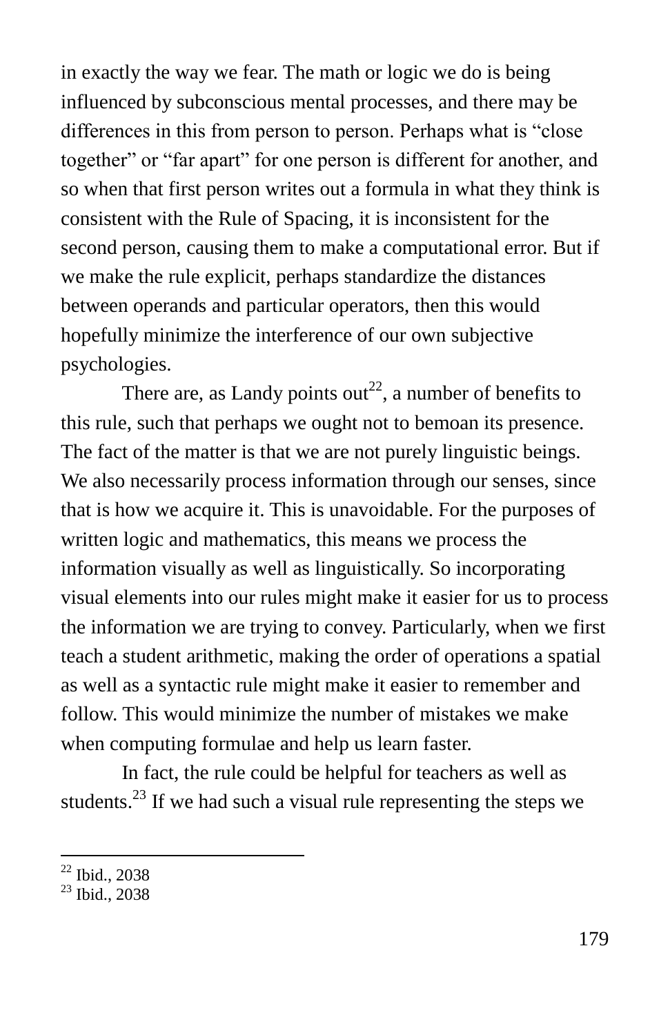in exactly the way we fear. The math or logic we do is being influenced by subconscious mental processes, and there may be differences in this from person to person. Perhaps what is "close together" or "far apart" for one person is different for another, and so when that first person writes out a formula in what they think is consistent with the Rule of Spacing, it is inconsistent for the second person, causing them to make a computational error. But if we make the rule explicit, perhaps standardize the distances between operands and particular operators, then this would hopefully minimize the interference of our own subjective psychologies.

There are, as Landy points out[22], a number of benefits to this rule, such that perhaps we ought not to bemoan its presence. The fact of the matter is that we are not purely linguistic beings. We also necessarily process information through our senses, since that is how we acquire it. This is unavoidable. For the purposes of written logic and mathematics, this means we process the information visually as well as linguistically. So incorporating visual elements into our rules might make it easier for us to process the information we are trying to convey. Particularly, when we first teach a student arithmetic, making the order of operations a spatial as well as a syntactic rule might make it easier to remember and follow. This would minimize the number of mistakes we make when computing formulae and help us learn faster.

In fact, the rule could be helpful for teachers as well as students.[23] If we had such a visual rule representing the steps we

---

[22] Ibid., 2038

[23] Ibid., 2038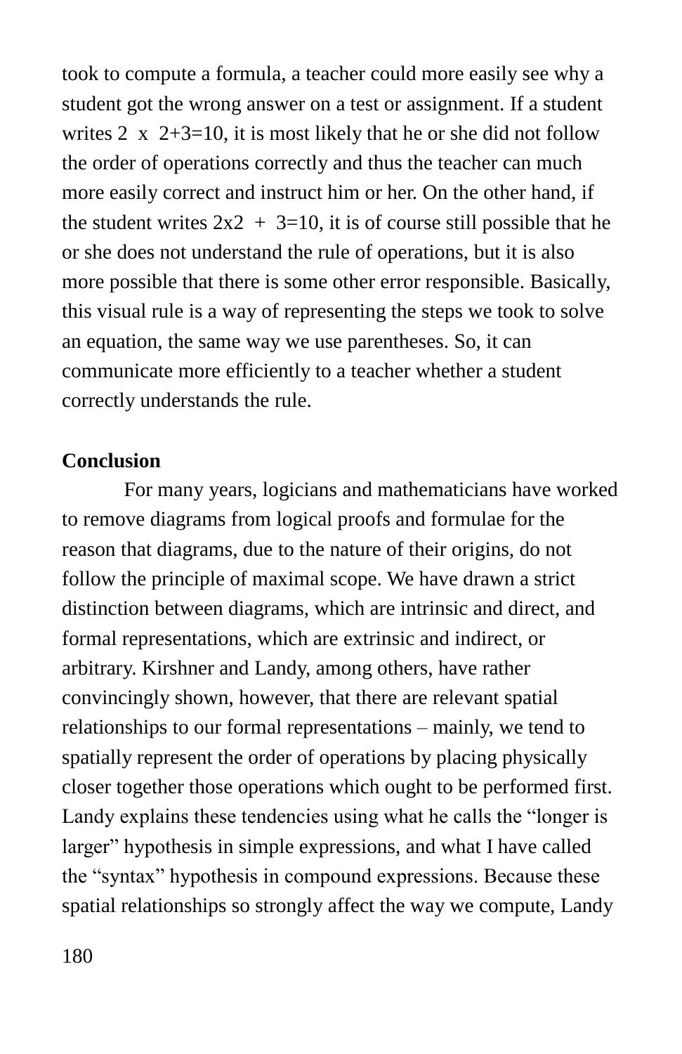took to compute a formula, a teacher could more easily see why a student got the wrong answer on a test or assignment. If a student writes 2  x  2+3=10, it is most likely that he or she did not follow the order of operations correctly and thus the teacher can much more easily correct and instruct him or her. On the other hand, if the student writes 2x2  +  3=10, it is of course still possible that he or she does not understand the rule of operations, but it is also more possible that there is some other error responsible. Basically, this visual rule is a way of representing the steps we took to solve an equation, the same way we use parentheses. So, it can communicate more efficiently to a teacher whether a student correctly understands the rule.

**Conclusion**

For many years, logicians and mathematicians have worked to remove diagrams from logical proofs and formulae for the reason that diagrams, due to the nature of their origins, do not follow the principle of maximal scope. We have drawn a strict distinction between diagrams, which are intrinsic and direct, and formal representations, which are extrinsic and indirect, or arbitrary. Kirshner and Landy, among others, have rather convincingly shown, however, that there are relevant spatial relationships to our formal representations – mainly, we tend to spatially represent the order of operations by placing physically closer together those operations which ought to be performed first. Landy explains these tendencies using what he calls the "longer is larger" hypothesis in simple expressions, and what I have called the "syntax" hypothesis in compound expressions. Because these spatial relationships so strongly affect the way we compute, Landy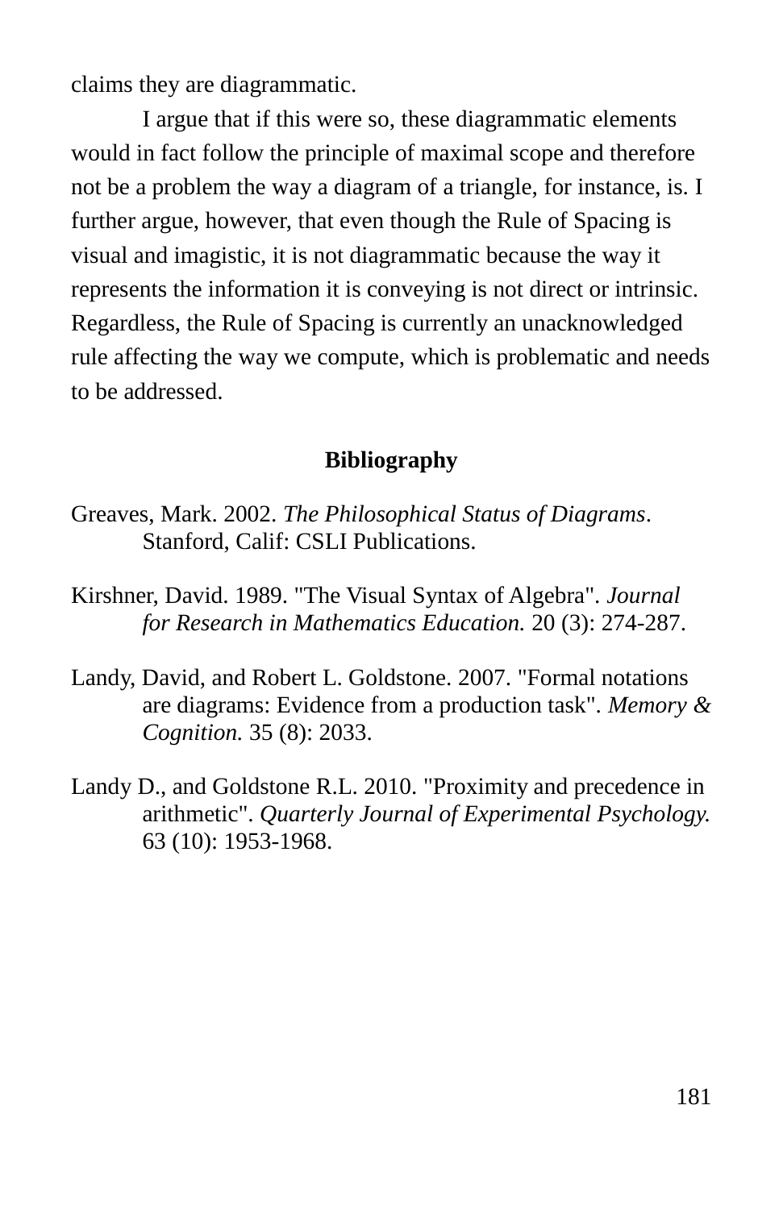claims they are diagrammatic.

I argue that if this were so, these diagrammatic elements would in fact follow the principle of maximal scope and therefore not be a problem the way a diagram of a triangle, for instance, is. I further argue, however, that even though the Rule of Spacing is visual and imagistic, it is not diagrammatic because the way it represents the information it is conveying is not direct or intrinsic. Regardless, the Rule of Spacing is currently an unacknowledged rule affecting the way we compute, which is problematic and needs to be addressed.

## Bibliography

Greaves, Mark. 2002. *The Philosophical Status of Diagrams*. Stanford, Calif: CSLI Publications.

Kirshner, David. 1989. "The Visual Syntax of Algebra". *Journal for Research in Mathematics Education.* 20 (3): 274-287.

Landy, David, and Robert L. Goldstone. 2007. "Formal notations are diagrams: Evidence from a production task". *Memory & Cognition.* 35 (8): 2033.

Landy D., and Goldstone R.L. 2010. "Proximity and precedence in arithmetic". *Quarterly Journal of Experimental Psychology.* 63 (10): 1953-1968.